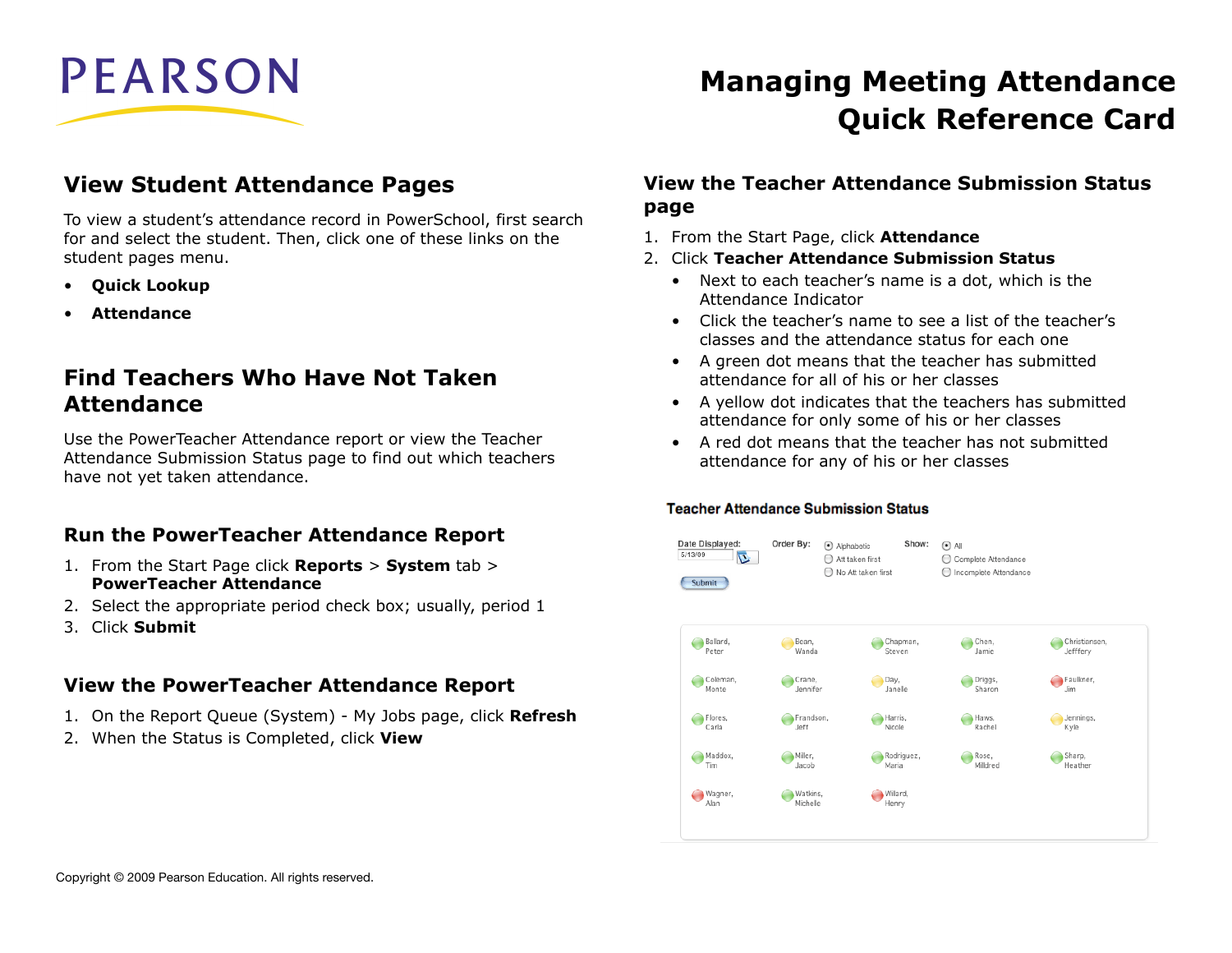# Managing Meeting Attendance Quick Reference Card

## View Student Attendance Pages

To view a student's attendance record in PowerSchool, first search for and select the student. Then, click one of these links on the student pages menu.

- **Quick Lookup**
- **Attendance**

## Find Teachers Who Have Not Taken Attendance

Use the PowerTeacher Attendance report or view the Teacher Attendance Submission Status page to find out which teachers have not yet taken attendance.

### Run the PowerTeacher Attendance Report

1. From the Start Page click **Reports** > **System** tab > **PowerTeacher Attendance**
2. Select the appropriate period check box; usually, period 1
3. Click **Submit**

### View the PowerTeacher Attendance Report

1. On the Report Queue (System) - My Jobs page, click **Refresh**
2. When the Status is Completed, click **View**

### View the Teacher Attendance Submission Status page

1. From the Start Page, click **Attendance**
2. Click **Teacher Attendance Submission Status**
   - Next to each teacher's name is a dot, which is the Attendance Indicator
   - Click the teacher's name to see a list of the teacher's classes and the attendance status for each one
   - A green dot means that the teacher has submitted attendance for all of his or her classes
   - A yellow dot indicates that the teachers has submitted attendance for only some of his or her classes
   - A red dot means that the teacher has not submitted attendance for any of his or her classes

Copyright © 2009 Pearson Education. All rights reserved.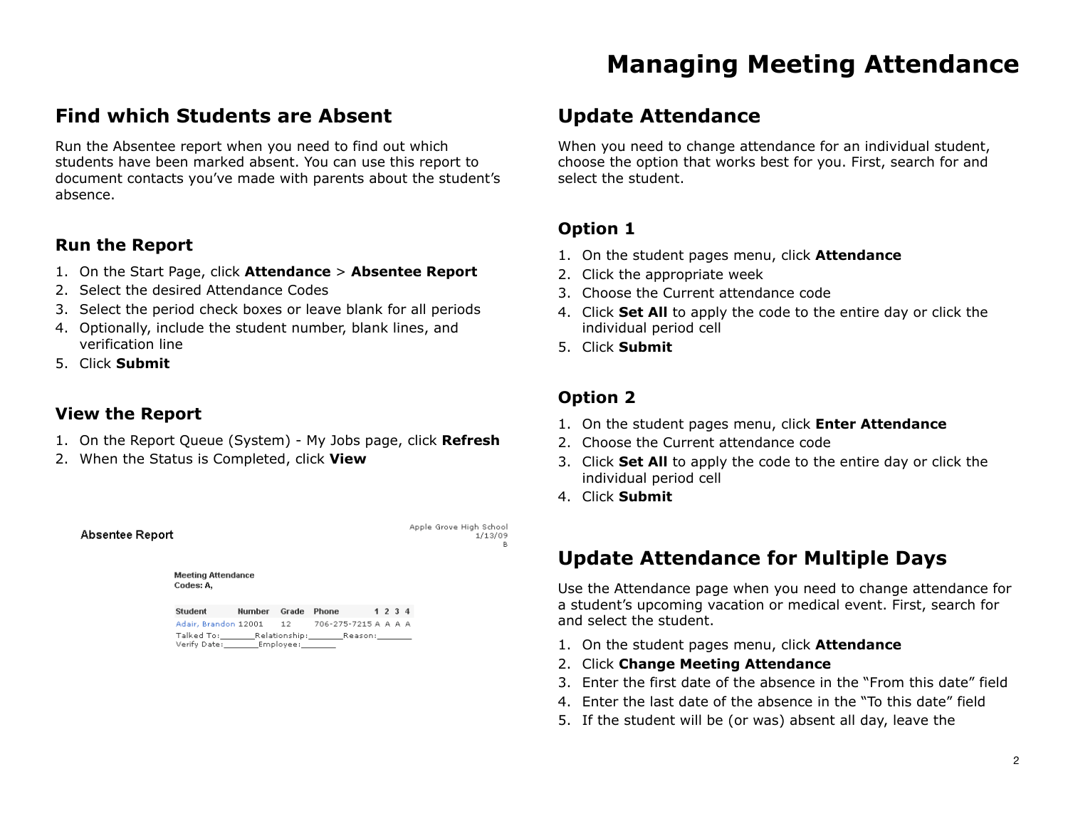# Managing Meeting Attendance

## Find which Students are Absent

Run the Absentee report when you need to find out which students have been marked absent. You can use this report to document contacts you've made with parents about the student's absence.

### Run the Report

1. On the Start Page, click **Attendance** > **Absentee Report**
2. Select the desired Attendance Codes
3. Select the period check boxes or leave blank for all periods
4. Optionally, include the student number, blank lines, and verification line
5. Click **Submit**

### View the Report

1. On the Report Queue (System) - My Jobs page, click **Refresh**
2. When the Status is Completed, click **View**

Absentee Report

Apple Grove High School
1/13/09
B

Meeting Attendance
Codes: A,

| Student | Number | Grade | Phone | 1 | 2 | 3 | 4 |
|---|---|---|---|---|---|---|---|
| Adair, Brandon | 12001 | 12 | 706-275-7215 | A | A | A | A |

Talked To:_______Relationship:_______Reason:_______
Verify Date:_______Employee:_______

## Update Attendance

When you need to change attendance for an individual student, choose the option that works best for you. First, search for and select the student.

### Option 1

1. On the student pages menu, click **Attendance**
2. Click the appropriate week
3. Choose the Current attendance code
4. Click **Set All** to apply the code to the entire day or click the individual period cell
5. Click **Submit**

### Option 2

1. On the student pages menu, click **Enter Attendance**
2. Choose the Current attendance code
3. Click **Set All** to apply the code to the entire day or click the individual period cell
4. Click **Submit**

## Update Attendance for Multiple Days

Use the Attendance page when you need to change attendance for a student's upcoming vacation or medical event. First, search for and select the student.

1. On the student pages menu, click **Attendance**
2. Click **Change Meeting Attendance**
3. Enter the first date of the absence in the "From this date" field
4. Enter the last date of the absence in the "To this date" field
5. If the student will be (or was) absent all day, leave the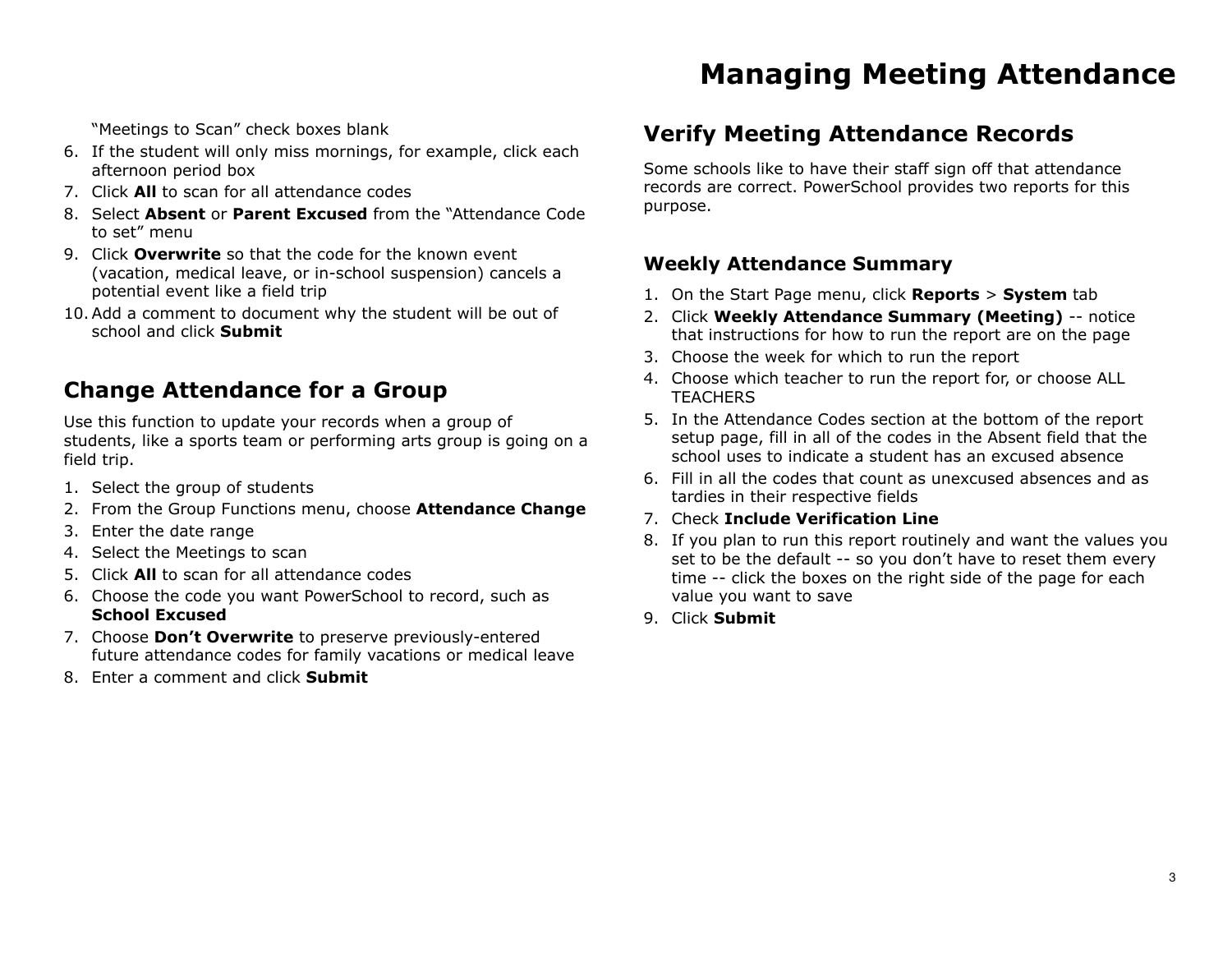"Meetings to Scan" check boxes blank

6. If the student will only miss mornings, for example, click each afternoon period box
7. Click **All** to scan for all attendance codes
8. Select **Absent** or **Parent Excused** from the "Attendance Code to set" menu
9. Click **Overwrite** so that the code for the known event (vacation, medical leave, or in-school suspension) cancels a potential event like a field trip
10. Add a comment to document why the student will be out of school and click **Submit**

## Change Attendance for a Group

Use this function to update your records when a group of students, like a sports team or performing arts group is going on a field trip.

1. Select the group of students
2. From the Group Functions menu, choose **Attendance Change**
3. Enter the date range
4. Select the Meetings to scan
5. Click **All** to scan for all attendance codes
6. Choose the code you want PowerSchool to record, such as **School Excused**
7. Choose **Don't Overwrite** to preserve previously-entered future attendance codes for family vacations or medical leave
8. Enter a comment and click **Submit**

## Verify Meeting Attendance Records

Some schools like to have their staff sign off that attendance records are correct. PowerSchool provides two reports for this purpose.

### Weekly Attendance Summary

1. On the Start Page menu, click **Reports** > **System** tab
2. Click **Weekly Attendance Summary (Meeting)** -- notice that instructions for how to run the report are on the page
3. Choose the week for which to run the report
4. Choose which teacher to run the report for, or choose ALL TEACHERS
5. In the Attendance Codes section at the bottom of the report setup page, fill in all of the codes in the Absent field that the school uses to indicate a student has an excused absence
6. Fill in all the codes that count as unexcused absences and as tardies in their respective fields
7. Check **Include Verification Line**
8. If you plan to run this report routinely and want the values you set to be the default -- so you don't have to reset them every time -- click the boxes on the right side of the page for each value you want to save
9. Click **Submit**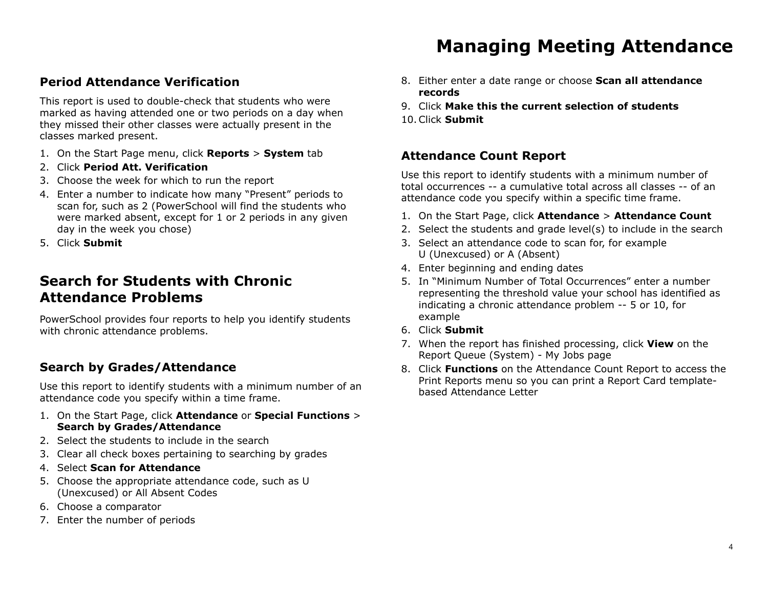# Managing Meeting Attendance

### Period Attendance Verification

This report is used to double-check that students who were marked as having attended one or two periods on a day when they missed their other classes were actually present in the classes marked present.

1. On the Start Page menu, click **Reports** > **System** tab
2. Click **Period Att. Verification**
3. Choose the week for which to run the report
4. Enter a number to indicate how many "Present" periods to scan for, such as 2 (PowerSchool will find the students who were marked absent, except for 1 or 2 periods in any given day in the week you chose)
5. Click **Submit**

## Search for Students with Chronic Attendance Problems

PowerSchool provides four reports to help you identify students with chronic attendance problems.

### Search by Grades/Attendance

Use this report to identify students with a minimum number of an attendance code you specify within a time frame.

1. On the Start Page, click **Attendance** or **Special Functions** > **Search by Grades/Attendance**
2. Select the students to include in the search
3. Clear all check boxes pertaining to searching by grades
4. Select **Scan for Attendance**
5. Choose the appropriate attendance code, such as U (Unexcused) or All Absent Codes
6. Choose a comparator
7. Enter the number of periods
8. Either enter a date range or choose **Scan all attendance records**
9. Click **Make this the current selection of students**
10. Click **Submit**

### Attendance Count Report

Use this report to identify students with a minimum number of total occurrences -- a cumulative total across all classes -- of an attendance code you specify within a specific time frame.

1. On the Start Page, click **Attendance** > **Attendance Count**
2. Select the students and grade level(s) to include in the search
3. Select an attendance code to scan for, for example U (Unexcused) or A (Absent)
4. Enter beginning and ending dates
5. In "Minimum Number of Total Occurrences" enter a number representing the threshold value your school has identified as indicating a chronic attendance problem -- 5 or 10, for example
6. Click **Submit**
7. When the report has finished processing, click **View** on the Report Queue (System) - My Jobs page
8. Click **Functions** on the Attendance Count Report to access the Print Reports menu so you can print a Report Card template-based Attendance Letter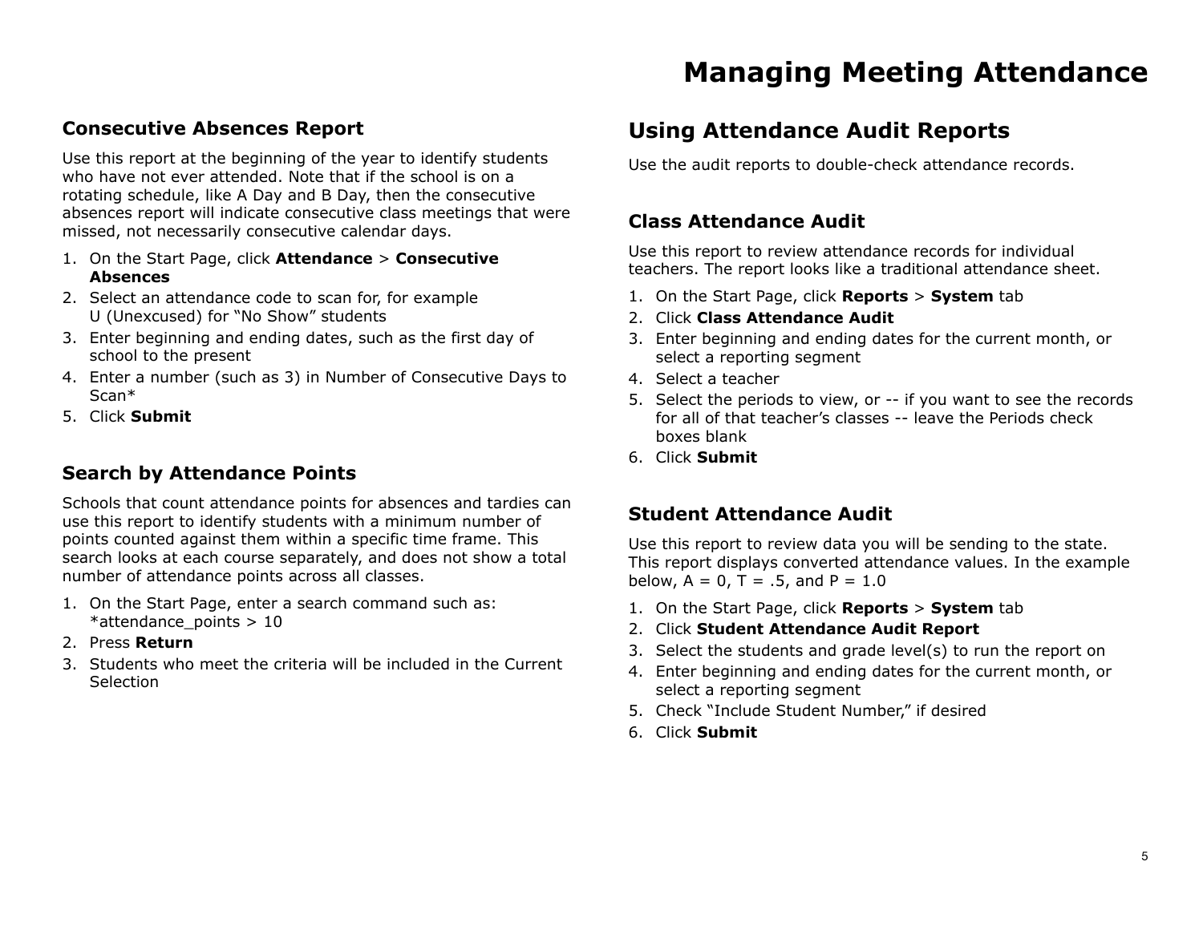# Managing Meeting Attendance

## Consecutive Absences Report

Use this report at the beginning of the year to identify students who have not ever attended. Note that if the school is on a rotating schedule, like A Day and B Day, then the consecutive absences report will indicate consecutive class meetings that were missed, not necessarily consecutive calendar days.

1. On the Start Page, click **Attendance** > **Consecutive Absences**
2. Select an attendance code to scan for, for example U (Unexcused) for "No Show" students
3. Enter beginning and ending dates, such as the first day of school to the present
4. Enter a number (such as 3) in Number of Consecutive Days to Scan*
5. Click **Submit**

## Search by Attendance Points

Schools that count attendance points for absences and tardies can use this report to identify students with a minimum number of points counted against them within a specific time frame. This search looks at each course separately, and does not show a total number of attendance points across all classes.

1. On the Start Page, enter a search command such as: *attendance_points > 10
2. Press **Return**
3. Students who meet the criteria will be included in the Current Selection

## Using Attendance Audit Reports

Use the audit reports to double-check attendance records.

### Class Attendance Audit

Use this report to review attendance records for individual teachers. The report looks like a traditional attendance sheet.

1. On the Start Page, click **Reports** > **System** tab
2. Click **Class Attendance Audit**
3. Enter beginning and ending dates for the current month, or select a reporting segment
4. Select a teacher
5. Select the periods to view, or -- if you want to see the records for all of that teacher's classes -- leave the Periods check boxes blank
6. Click **Submit**

### Student Attendance Audit

Use this report to review data you will be sending to the state. This report displays converted attendance values. In the example below, A = 0, T = .5, and P = 1.0

1. On the Start Page, click **Reports** > **System** tab
2. Click **Student Attendance Audit Report**
3. Select the students and grade level(s) to run the report on
4. Enter beginning and ending dates for the current month, or select a reporting segment
5. Check "Include Student Number," if desired
6. Click **Submit**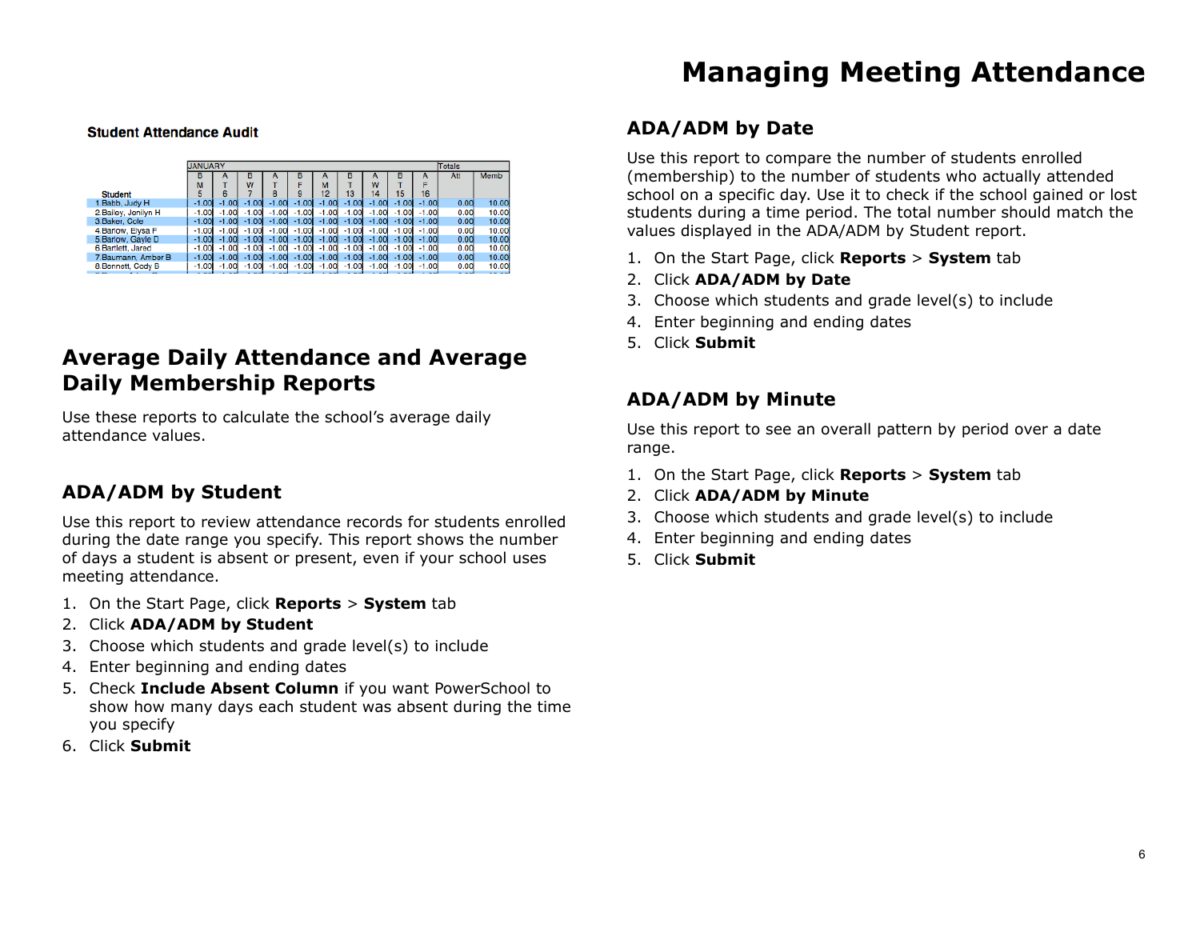# Managing Meeting Attendance

**Student Attendance Audit**

| Student | JANUARY B M 5 | A T 6 | B W 7 | A T 8 | B F 9 | A M 12 | B T 13 | A W 14 | B T 15 | A F 16 | Totals Att | Memb |
|---|---|---|---|---|---|---|---|---|---|---|---|---|
| 1 Babb, Judy H | -1.00 | -1.00 | -1.00 | -1.00 | -1.00 | -1.00 | -1.00 | -1.00 | -1.00 | -1.00 | 0.00 | 10.00 |
| 2 Bailey, Jenilyn H | -1.00 | -1.00 | -1.00 | -1.00 | -1.00 | -1.00 | -1.00 | -1.00 | -1.00 | -1.00 | 0.00 | 10.00 |
| 3 Baker, Cole | -1.00 | -1.00 | -1.00 | -1.00 | -1.00 | -1.00 | -1.00 | -1.00 | -1.00 | -1.00 | 0.00 | 10.00 |
| 4 Barlow, Elysa F | -1.00 | -1.00 | -1.00 | -1.00 | -1.00 | -1.00 | -1.00 | -1.00 | -1.00 | -1.00 | 0.00 | 10.00 |
| 5 Barlow, Gayle D | -1.00 | -1.00 | -1.00 | -1.00 | -1.00 | -1.00 | -1.00 | -1.00 | -1.00 | -1.00 | 0.00 | 10.00 |
| 6 Bartlett, Jared | -1.00 | -1.00 | -1.00 | -1.00 | -1.00 | -1.00 | -1.00 | -1.00 | -1.00 | -1.00 | 0.00 | 10.00 |
| 7 Baumann, Amber B | -1.00 | -1.00 | -1.00 | -1.00 | -1.00 | -1.00 | -1.00 | -1.00 | -1.00 | -1.00 | 0.00 | 10.00 |
| 8 Bennett, Cody B | -1.00 | -1.00 | -1.00 | -1.00 | -1.00 | -1.00 | -1.00 | -1.00 | -1.00 | -1.00 | 0.00 | 10.00 |

## Average Daily Attendance and Average Daily Membership Reports

Use these reports to calculate the school's average daily attendance values.

### ADA/ADM by Student

Use this report to review attendance records for students enrolled during the date range you specify. This report shows the number of days a student is absent or present, even if your school uses meeting attendance.

1. On the Start Page, click **Reports** > **System** tab
2. Click **ADA/ADM by Student**
3. Choose which students and grade level(s) to include
4. Enter beginning and ending dates
5. Check **Include Absent Column** if you want PowerSchool to show how many days each student was absent during the time you specify
6. Click **Submit**

### ADA/ADM by Date

Use this report to compare the number of students enrolled (membership) to the number of students who actually attended school on a specific day. Use it to check if the school gained or lost students during a time period. The total number should match the values displayed in the ADA/ADM by Student report.

1. On the Start Page, click **Reports** > **System** tab
2. Click **ADA/ADM by Date**
3. Choose which students and grade level(s) to include
4. Enter beginning and ending dates
5. Click **Submit**

### ADA/ADM by Minute

Use this report to see an overall pattern by period over a date range.

1. On the Start Page, click **Reports** > **System** tab
2. Click **ADA/ADM by Minute**
3. Choose which students and grade level(s) to include
4. Enter beginning and ending dates
5. Click **Submit**